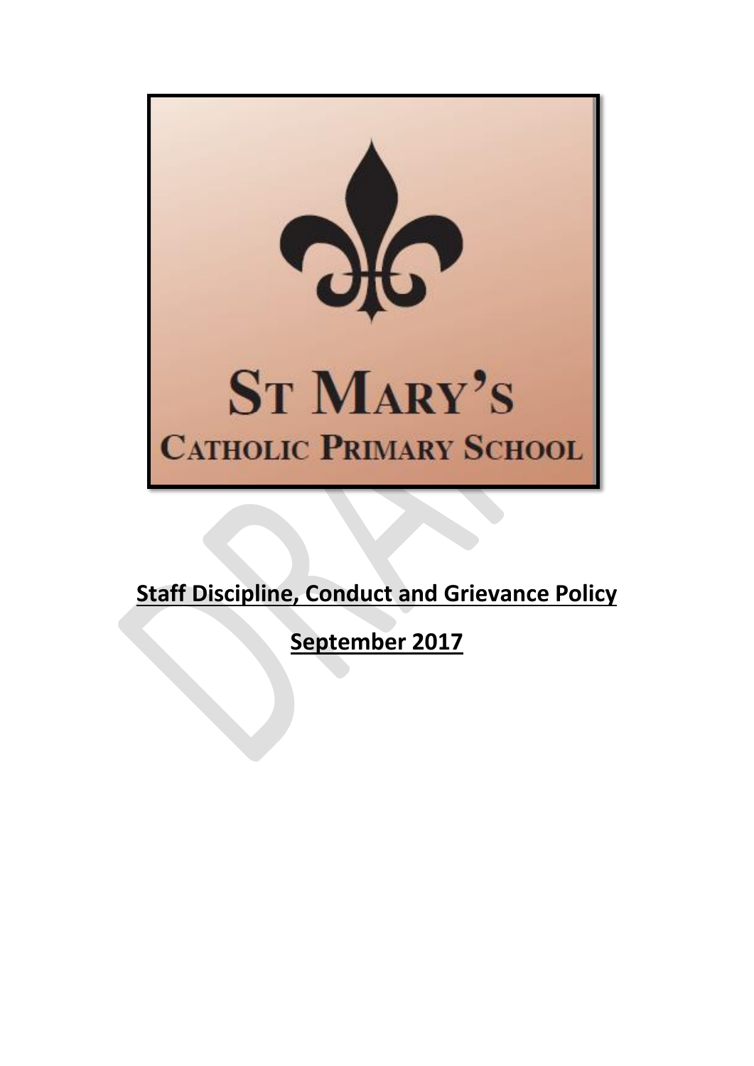ST MARY'S

CATHOLIC PRIMARY SCHOOL

**Staff Discipline, Conduct and Grievance Policy**

**September 2017**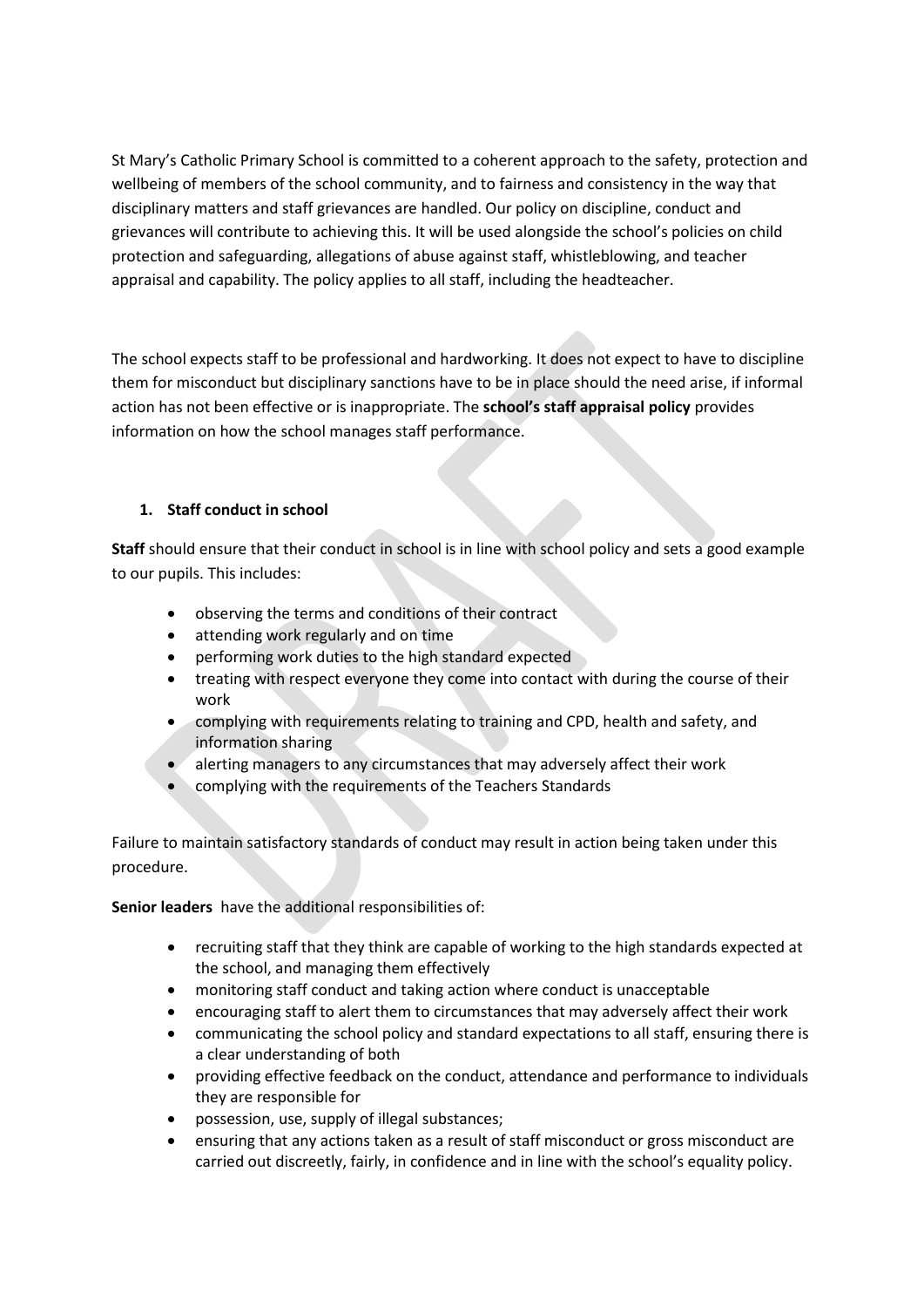St Mary's Catholic Primary School is committed to a coherent approach to the safety, protection and wellbeing of members of the school community, and to fairness and consistency in the way that disciplinary matters and staff grievances are handled. Our policy on discipline, conduct and grievances will contribute to achieving this. It will be used alongside the school's policies on child protection and safeguarding, allegations of abuse against staff, whistleblowing, and teacher appraisal and capability. The policy applies to all staff, including the headteacher.

The school expects staff to be professional and hardworking. It does not expect to have to discipline them for misconduct but disciplinary sanctions have to be in place should the need arise, if informal action has not been effective or is inappropriate. The **school's staff appraisal policy** provides information on how the school manages staff performance.

## 1. Staff conduct in school

**Staff** should ensure that their conduct in school is in line with school policy and sets a good example to our pupils. This includes:

- observing the terms and conditions of their contract
- attending work regularly and on time
- performing work duties to the high standard expected
- treating with respect everyone they come into contact with during the course of their work
- complying with requirements relating to training and CPD, health and safety, and information sharing
- alerting managers to any circumstances that may adversely affect their work
- complying with the requirements of the Teachers Standards

Failure to maintain satisfactory standards of conduct may result in action being taken under this procedure.

**Senior leaders** have the additional responsibilities of:

- recruiting staff that they think are capable of working to the high standards expected at the school, and managing them effectively
- monitoring staff conduct and taking action where conduct is unacceptable
- encouraging staff to alert them to circumstances that may adversely affect their work
- communicating the school policy and standard expectations to all staff, ensuring there is a clear understanding of both
- providing effective feedback on the conduct, attendance and performance to individuals they are responsible for
- possession, use, supply of illegal substances;
- ensuring that any actions taken as a result of staff misconduct or gross misconduct are carried out discreetly, fairly, in confidence and in line with the school's equality policy.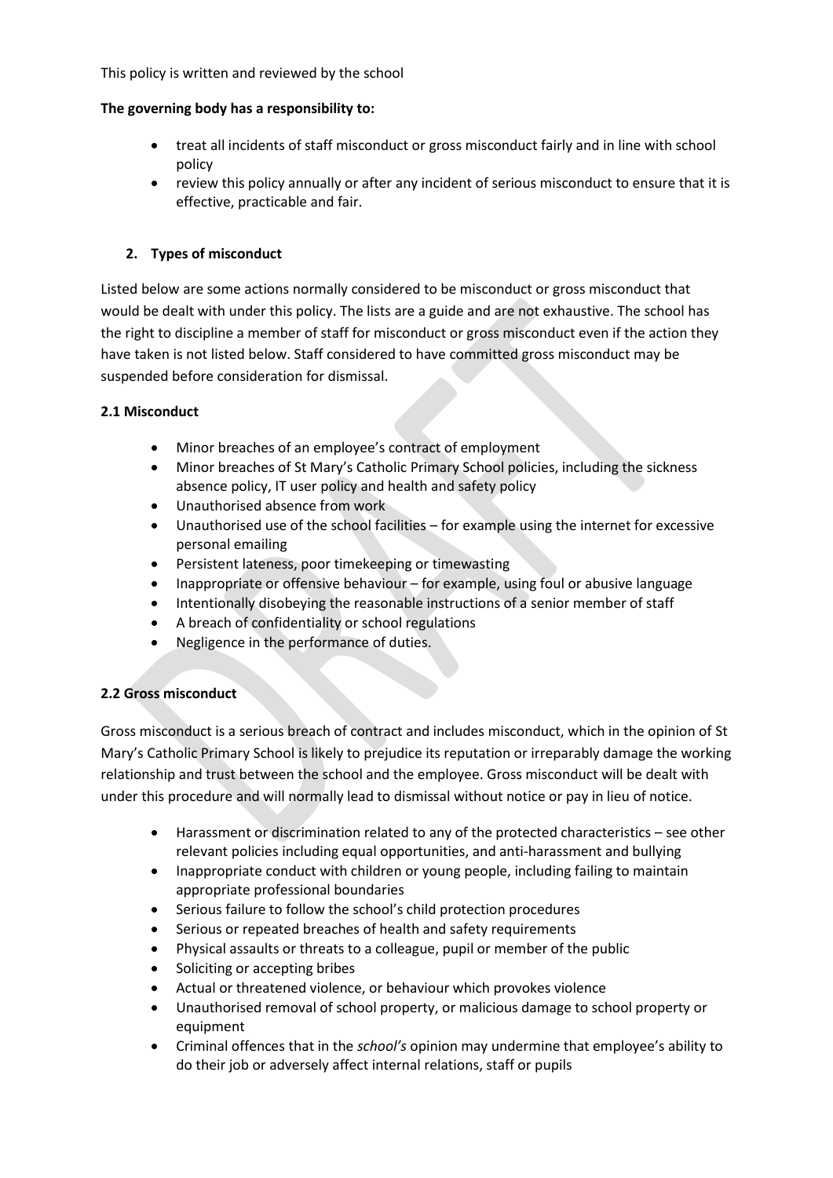This policy is written and reviewed by the school

**The governing body has a responsibility to:**

- treat all incidents of staff misconduct or gross misconduct fairly and in line with school policy
- review this policy annually or after any incident of serious misconduct to ensure that it is effective, practicable and fair.

## 2. Types of misconduct

Listed below are some actions normally considered to be misconduct or gross misconduct that would be dealt with under this policy. The lists are a guide and are not exhaustive. The school has the right to discipline a member of staff for misconduct or gross misconduct even if the action they have taken is not listed below. Staff considered to have committed gross misconduct may be suspended before consideration for dismissal.

### 2.1 Misconduct

- Minor breaches of an employee's contract of employment
- Minor breaches of St Mary's Catholic Primary School policies, including the sickness absence policy, IT user policy and health and safety policy
- Unauthorised absence from work
- Unauthorised use of the school facilities – for example using the internet for excessive personal emailing
- Persistent lateness, poor timekeeping or timewasting
- Inappropriate or offensive behaviour – for example, using foul or abusive language
- Intentionally disobeying the reasonable instructions of a senior member of staff
- A breach of confidentiality or school regulations
- Negligence in the performance of duties.

### 2.2 Gross misconduct

Gross misconduct is a serious breach of contract and includes misconduct, which in the opinion of St Mary's Catholic Primary School is likely to prejudice its reputation or irreparably damage the working relationship and trust between the school and the employee. Gross misconduct will be dealt with under this procedure and will normally lead to dismissal without notice or pay in lieu of notice.

- Harassment or discrimination related to any of the protected characteristics – see other relevant policies including equal opportunities, and anti-harassment and bullying
- Inappropriate conduct with children or young people, including failing to maintain appropriate professional boundaries
- Serious failure to follow the school's child protection procedures
- Serious or repeated breaches of health and safety requirements
- Physical assaults or threats to a colleague, pupil or member of the public
- Soliciting or accepting bribes
- Actual or threatened violence, or behaviour which provokes violence
- Unauthorised removal of school property, or malicious damage to school property or equipment
- Criminal offences that in the *school's* opinion may undermine that employee's ability to do their job or adversely affect internal relations, staff or pupils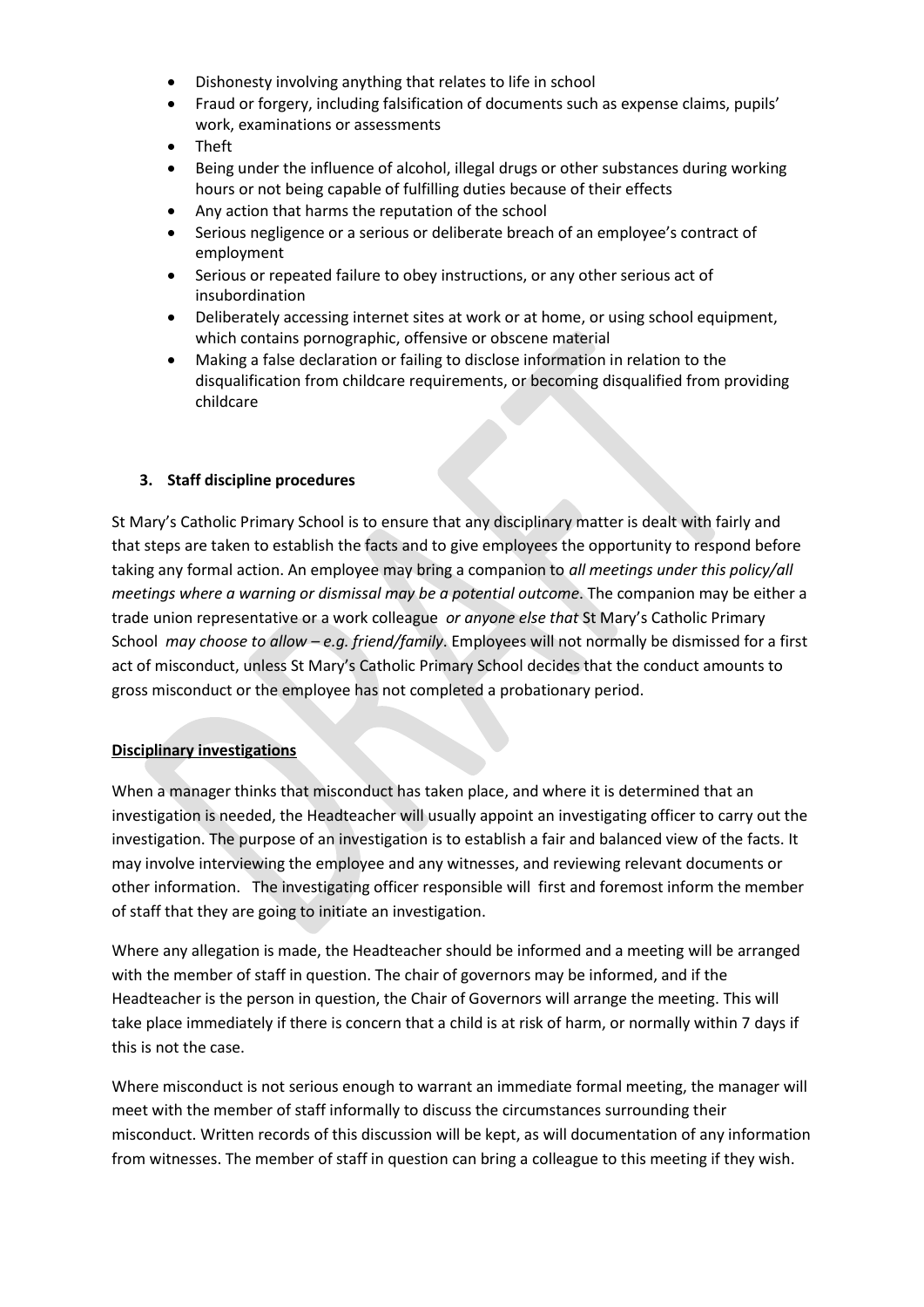- Dishonesty involving anything that relates to life in school
- Fraud or forgery, including falsification of documents such as expense claims, pupils' work, examinations or assessments
- Theft
- Being under the influence of alcohol, illegal drugs or other substances during working hours or not being capable of fulfilling duties because of their effects
- Any action that harms the reputation of the school
- Serious negligence or a serious or deliberate breach of an employee's contract of employment
- Serious or repeated failure to obey instructions, or any other serious act of insubordination
- Deliberately accessing internet sites at work or at home, or using school equipment, which contains pornographic, offensive or obscene material
- Making a false declaration or failing to disclose information in relation to the disqualification from childcare requirements, or becoming disqualified from providing childcare

### 3. Staff discipline procedures

St Mary's Catholic Primary School is to ensure that any disciplinary matter is dealt with fairly and that steps are taken to establish the facts and to give employees the opportunity to respond before taking any formal action. An employee may bring a companion to *all meetings under this policy/all meetings where a warning or dismissal may be a potential outcome*. The companion may be either a trade union representative or a work colleague *or anyone else that* St Mary's Catholic Primary School *may choose to allow – e.g. friend/family*. Employees will not normally be dismissed for a first act of misconduct, unless St Mary's Catholic Primary School decides that the conduct amounts to gross misconduct or the employee has not completed a probationary period.

**Disciplinary investigations**

When a manager thinks that misconduct has taken place, and where it is determined that an investigation is needed, the Headteacher will usually appoint an investigating officer to carry out the investigation. The purpose of an investigation is to establish a fair and balanced view of the facts. It may involve interviewing the employee and any witnesses, and reviewing relevant documents or other information. The investigating officer responsible will first and foremost inform the member of staff that they are going to initiate an investigation.

Where any allegation is made, the Headteacher should be informed and a meeting will be arranged with the member of staff in question. The chair of governors may be informed, and if the Headteacher is the person in question, the Chair of Governors will arrange the meeting. This will take place immediately if there is concern that a child is at risk of harm, or normally within 7 days if this is not the case.

Where misconduct is not serious enough to warrant an immediate formal meeting, the manager will meet with the member of staff informally to discuss the circumstances surrounding their misconduct. Written records of this discussion will be kept, as will documentation of any information from witnesses. The member of staff in question can bring a colleague to this meeting if they wish.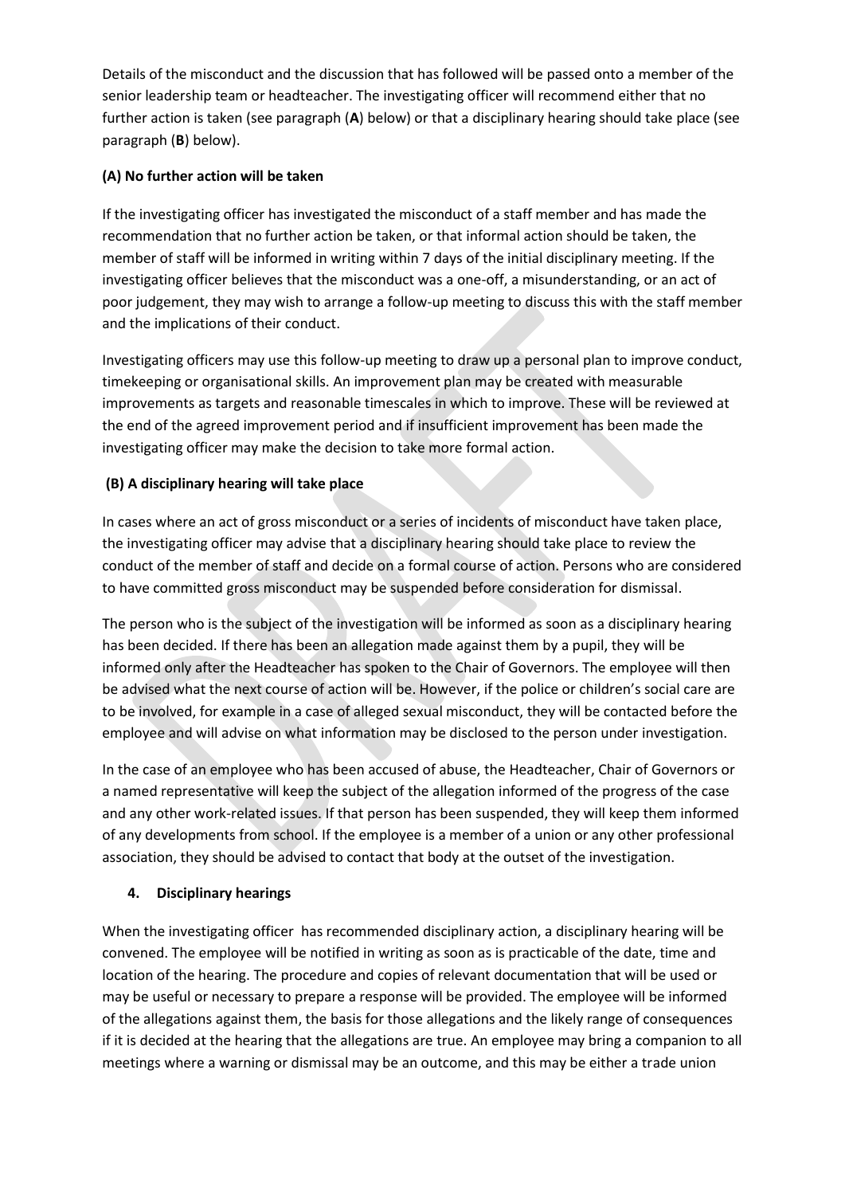Details of the misconduct and the discussion that has followed will be passed onto a member of the senior leadership team or headteacher. The investigating officer will recommend either that no further action is taken (see paragraph (**A**) below) or that a disciplinary hearing should take place (see paragraph (**B**) below).

**(A) No further action will be taken**

If the investigating officer has investigated the misconduct of a staff member and has made the recommendation that no further action be taken, or that informal action should be taken, the member of staff will be informed in writing within 7 days of the initial disciplinary meeting. If the investigating officer believes that the misconduct was a one-off, a misunderstanding, or an act of poor judgement, they may wish to arrange a follow-up meeting to discuss this with the staff member and the implications of their conduct.

Investigating officers may use this follow-up meeting to draw up a personal plan to improve conduct, timekeeping or organisational skills. An improvement plan may be created with measurable improvements as targets and reasonable timescales in which to improve. These will be reviewed at the end of the agreed improvement period and if insufficient improvement has been made the investigating officer may make the decision to take more formal action.

**(B) A disciplinary hearing will take place**

In cases where an act of gross misconduct or a series of incidents of misconduct have taken place, the investigating officer may advise that a disciplinary hearing should take place to review the conduct of the member of staff and decide on a formal course of action. Persons who are considered to have committed gross misconduct may be suspended before consideration for dismissal.

The person who is the subject of the investigation will be informed as soon as a disciplinary hearing has been decided. If there has been an allegation made against them by a pupil, they will be informed only after the Headteacher has spoken to the Chair of Governors. The employee will then be advised what the next course of action will be. However, if the police or children's social care are to be involved, for example in a case of alleged sexual misconduct, they will be contacted before the employee and will advise on what information may be disclosed to the person under investigation.

In the case of an employee who has been accused of abuse, the Headteacher, Chair of Governors or a named representative will keep the subject of the allegation informed of the progress of the case and any other work-related issues. If that person has been suspended, they will keep them informed of any developments from school. If the employee is a member of a union or any other professional association, they should be advised to contact that body at the outset of the investigation.

## 4. Disciplinary hearings

When the investigating officer has recommended disciplinary action, a disciplinary hearing will be convened. The employee will be notified in writing as soon as is practicable of the date, time and location of the hearing. The procedure and copies of relevant documentation that will be used or may be useful or necessary to prepare a response will be provided. The employee will be informed of the allegations against them, the basis for those allegations and the likely range of consequences if it is decided at the hearing that the allegations are true. An employee may bring a companion to all meetings where a warning or dismissal may be an outcome, and this may be either a trade union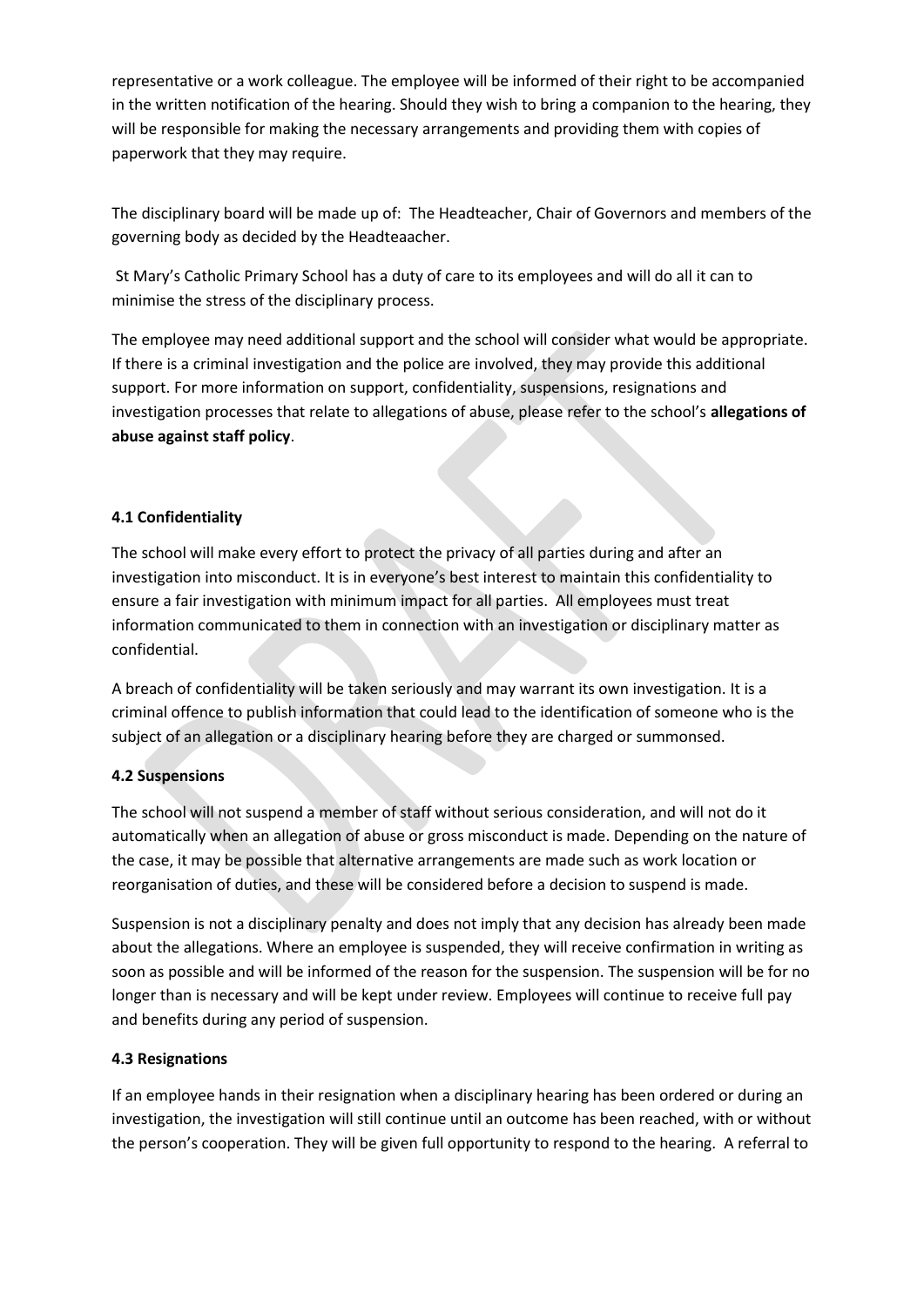representative or a work colleague. The employee will be informed of their right to be accompanied in the written notification of the hearing. Should they wish to bring a companion to the hearing, they will be responsible for making the necessary arrangements and providing them with copies of paperwork that they may require.

The disciplinary board will be made up of: The Headteacher, Chair of Governors and members of the governing body as decided by the Headteaacher.

St Mary's Catholic Primary School has a duty of care to its employees and will do all it can to minimise the stress of the disciplinary process.

The employee may need additional support and the school will consider what would be appropriate. If there is a criminal investigation and the police are involved, they may provide this additional support. For more information on support, confidentiality, suspensions, resignations and investigation processes that relate to allegations of abuse, please refer to the school's **allegations of abuse against staff policy**.

#### 4.1 Confidentiality

The school will make every effort to protect the privacy of all parties during and after an investigation into misconduct. It is in everyone's best interest to maintain this confidentiality to ensure a fair investigation with minimum impact for all parties. All employees must treat information communicated to them in connection with an investigation or disciplinary matter as confidential.

A breach of confidentiality will be taken seriously and may warrant its own investigation. It is a criminal offence to publish information that could lead to the identification of someone who is the subject of an allegation or a disciplinary hearing before they are charged or summonsed.

#### 4.2 Suspensions

The school will not suspend a member of staff without serious consideration, and will not do it automatically when an allegation of abuse or gross misconduct is made. Depending on the nature of the case, it may be possible that alternative arrangements are made such as work location or reorganisation of duties, and these will be considered before a decision to suspend is made.

Suspension is not a disciplinary penalty and does not imply that any decision has already been made about the allegations. Where an employee is suspended, they will receive confirmation in writing as soon as possible and will be informed of the reason for the suspension. The suspension will be for no longer than is necessary and will be kept under review. Employees will continue to receive full pay and benefits during any period of suspension.

#### 4.3 Resignations

If an employee hands in their resignation when a disciplinary hearing has been ordered or during an investigation, the investigation will still continue until an outcome has been reached, with or without the person's cooperation. They will be given full opportunity to respond to the hearing. A referral to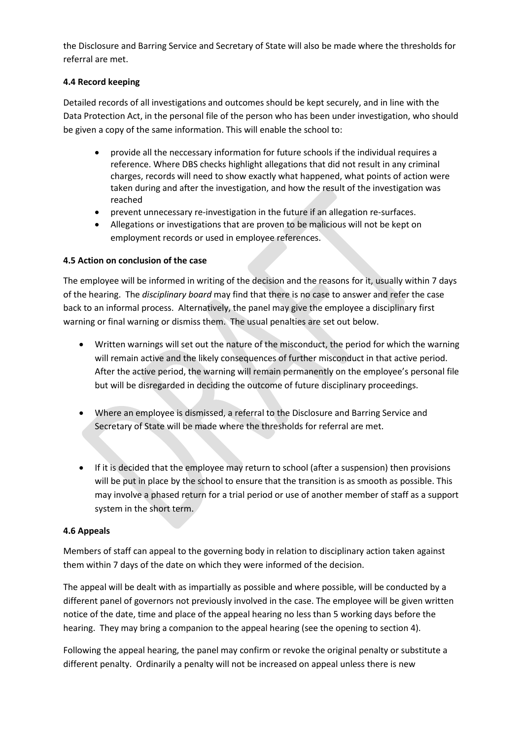the Disclosure and Barring Service and Secretary of State will also be made where the thresholds for referral are met.

**4.4 Record keeping**

Detailed records of all investigations and outcomes should be kept securely, and in line with the Data Protection Act, in the personal file of the person who has been under investigation, who should be given a copy of the same information. This will enable the school to:

- provide all the neccessary information for future schools if the individual requires a reference. Where DBS checks highlight allegations that did not result in any criminal charges, records will need to show exactly what happened, what points of action were taken during and after the investigation, and how the result of the investigation was reached
- prevent unnecessary re-investigation in the future if an allegation re-surfaces.
- Allegations or investigations that are proven to be malicious will not be kept on employment records or used in employee references.

**4.5 Action on conclusion of the case**

The employee will be informed in writing of the decision and the reasons for it, usually within 7 days of the hearing. The *disciplinary board* may find that there is no case to answer and refer the case back to an informal process. Alternatively, the panel may give the employee a disciplinary first warning or final warning or dismiss them. The usual penalties are set out below.

- Written warnings will set out the nature of the misconduct, the period for which the warning will remain active and the likely consequences of further misconduct in that active period. After the active period, the warning will remain permanently on the employee's personal file but will be disregarded in deciding the outcome of future disciplinary proceedings.
- Where an employee is dismissed, a referral to the Disclosure and Barring Service and Secretary of State will be made where the thresholds for referral are met.
- If it is decided that the employee may return to school (after a suspension) then provisions will be put in place by the school to ensure that the transition is as smooth as possible. This may involve a phased return for a trial period or use of another member of staff as a support system in the short term.

**4.6 Appeals**

Members of staff can appeal to the governing body in relation to disciplinary action taken against them within 7 days of the date on which they were informed of the decision.

The appeal will be dealt with as impartially as possible and where possible, will be conducted by a different panel of governors not previously involved in the case. The employee will be given written notice of the date, time and place of the appeal hearing no less than 5 working days before the hearing. They may bring a companion to the appeal hearing (see the opening to section 4).

Following the appeal hearing, the panel may confirm or revoke the original penalty or substitute a different penalty. Ordinarily a penalty will not be increased on appeal unless there is new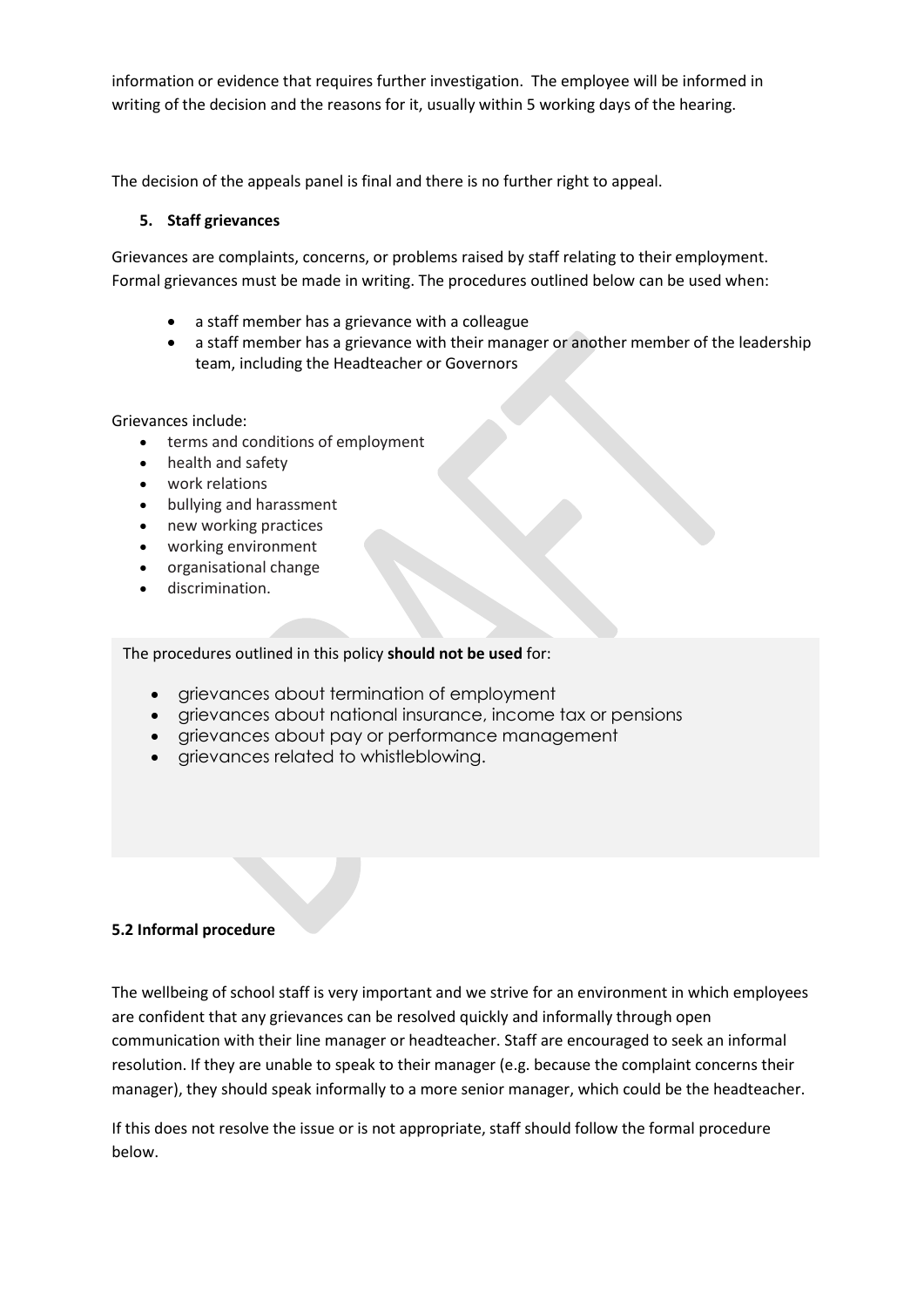information or evidence that requires further investigation. The employee will be informed in writing of the decision and the reasons for it, usually within 5 working days of the hearing.

The decision of the appeals panel is final and there is no further right to appeal.

## 5. Staff grievances

Grievances are complaints, concerns, or problems raised by staff relating to their employment. Formal grievances must be made in writing. The procedures outlined below can be used when:

- a staff member has a grievance with a colleague
- a staff member has a grievance with their manager or another member of the leadership team, including the Headteacher or Governors

Grievances include:

- terms and conditions of employment
- health and safety
- work relations
- bullying and harassment
- new working practices
- working environment
- organisational change
- discrimination.

The procedures outlined in this policy **should not be used** for:

- grievances about termination of employment
- grievances about national insurance, income tax or pensions
- grievances about pay or performance management
- grievances related to whistleblowing.

### 5.2 Informal procedure

The wellbeing of school staff is very important and we strive for an environment in which employees are confident that any grievances can be resolved quickly and informally through open communication with their line manager or headteacher. Staff are encouraged to seek an informal resolution. If they are unable to speak to their manager (e.g. because the complaint concerns their manager), they should speak informally to a more senior manager, which could be the headteacher.

If this does not resolve the issue or is not appropriate, staff should follow the formal procedure below.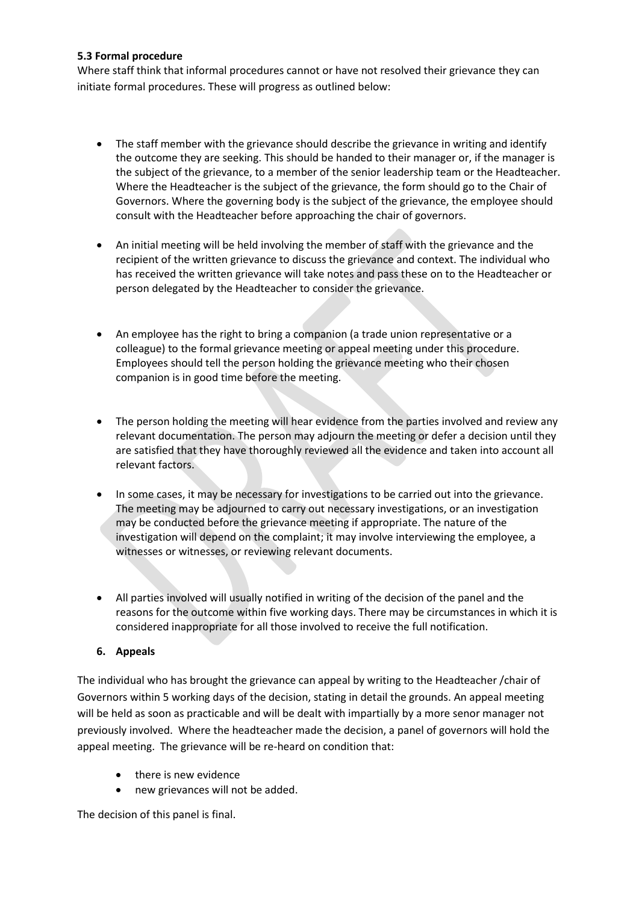**5.3 Formal procedure**

Where staff think that informal procedures cannot or have not resolved their grievance they can initiate formal procedures. These will progress as outlined below:

- The staff member with the grievance should describe the grievance in writing and identify the outcome they are seeking. This should be handed to their manager or, if the manager is the subject of the grievance, to a member of the senior leadership team or the Headteacher. Where the Headteacher is the subject of the grievance, the form should go to the Chair of Governors. Where the governing body is the subject of the grievance, the employee should consult with the Headteacher before approaching the chair of governors.

- An initial meeting will be held involving the member of staff with the grievance and the recipient of the written grievance to discuss the grievance and context. The individual who has received the written grievance will take notes and pass these on to the Headteacher or person delegated by the Headteacher to consider the grievance.

- An employee has the right to bring a companion (a trade union representative or a colleague) to the formal grievance meeting or appeal meeting under this procedure. Employees should tell the person holding the grievance meeting who their chosen companion is in good time before the meeting.

- The person holding the meeting will hear evidence from the parties involved and review any relevant documentation. The person may adjourn the meeting or defer a decision until they are satisfied that they have thoroughly reviewed all the evidence and taken into account all relevant factors.

- In some cases, it may be necessary for investigations to be carried out into the grievance. The meeting may be adjourned to carry out necessary investigations, or an investigation may be conducted before the grievance meeting if appropriate. The nature of the investigation will depend on the complaint; it may involve interviewing the employee, a witnesses or witnesses, or reviewing relevant documents.

- All parties involved will usually notified in writing of the decision of the panel and the reasons for the outcome within five working days. There may be circumstances in which it is considered inappropriate for all those involved to receive the full notification.

**6. Appeals**

The individual who has brought the grievance can appeal by writing to the Headteacher /chair of Governors within 5 working days of the decision, stating in detail the grounds. An appeal meeting will be held as soon as practicable and will be dealt with impartially by a more senor manager not previously involved. Where the headteacher made the decision, a panel of governors will hold the appeal meeting. The grievance will be re-heard on condition that:

- there is new evidence
- new grievances will not be added.

The decision of this panel is final.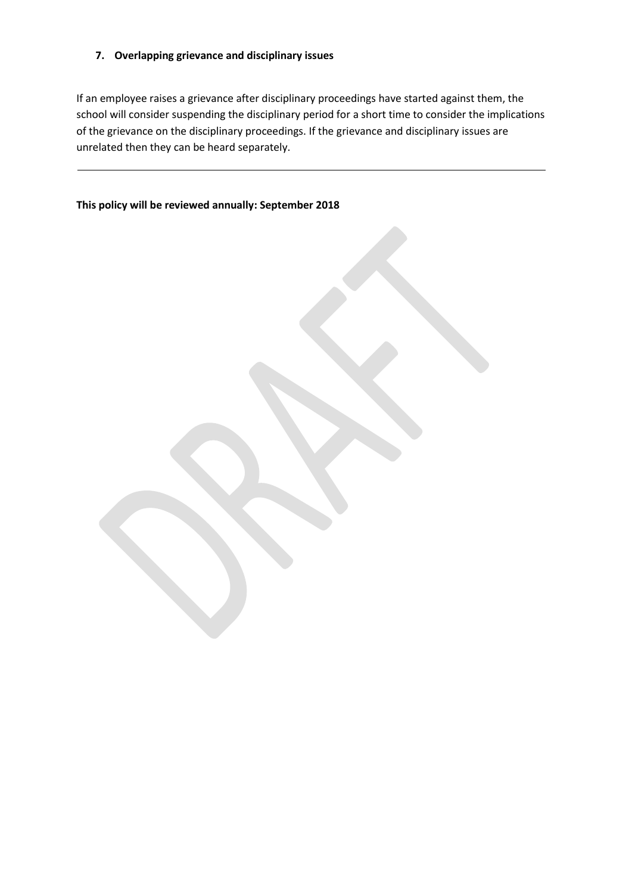### 7. Overlapping grievance and disciplinary issues

If an employee raises a grievance after disciplinary proceedings have started against them, the school will consider suspending the disciplinary period for a short time to consider the implications of the grievance on the disciplinary proceedings. If the grievance and disciplinary issues are unrelated then they can be heard separately.

---

**This policy will be reviewed annually: September 2018**